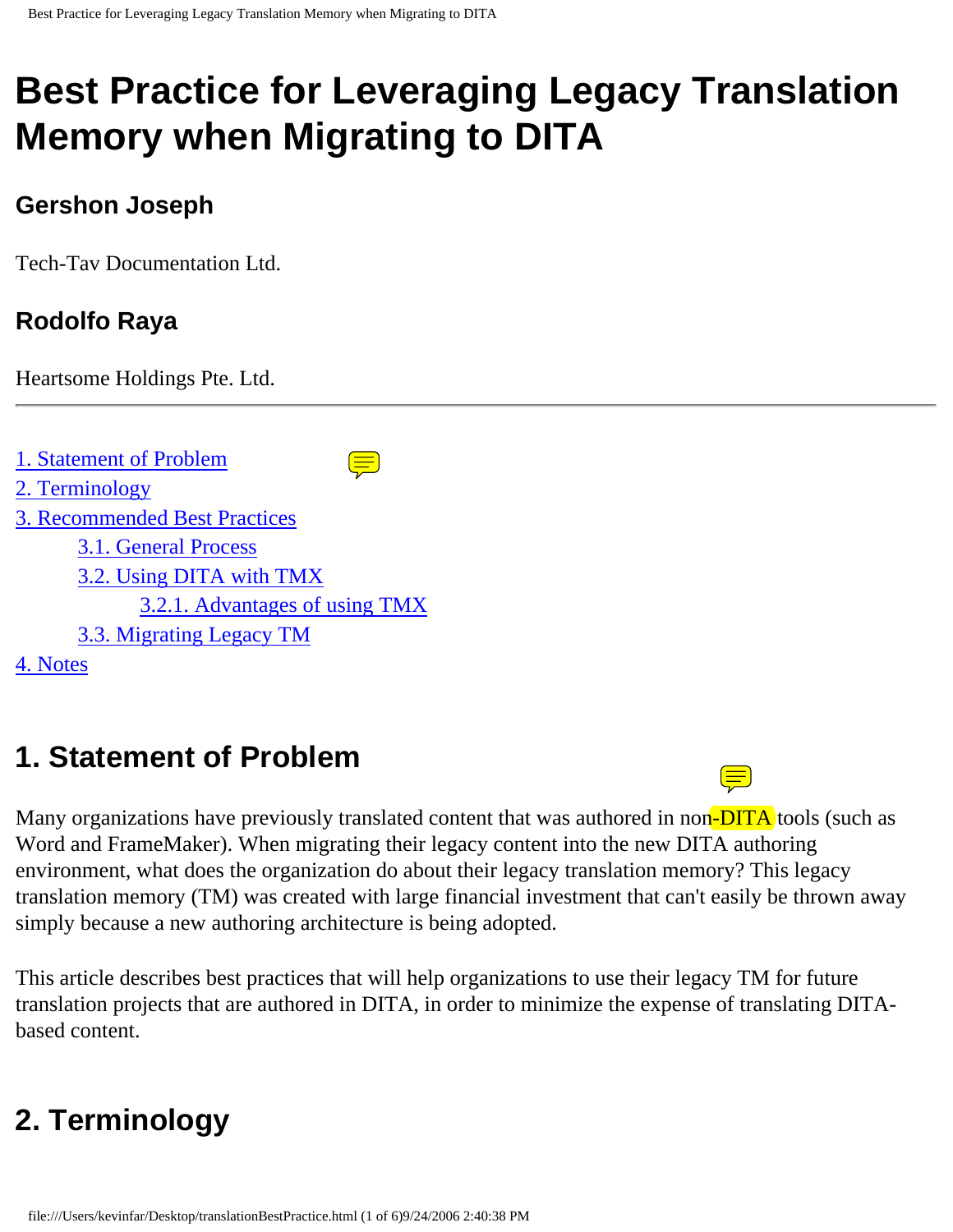# Best Practice for Leveraging Legacy Translation Memory when Migrating to DITA

### Gershon Joseph

Tech-Tav Documentation Ltd.

### Rodolfo Raya

Heartsome Holdings Pte. Ltd.

---

1. Statement of Problem
2. Terminology
3. Recommended Best Practices
    - 3.1. General Process
    - 3.2. Using DITA with TMX
        - 3.2.1. Advantages of using TMX
    - 3.3. Migrating Legacy TM
4. Notes

## 1. Statement of Problem

Many organizations have previously translated content that was authored in non-DITA tools (such as Word and FrameMaker). When migrating their legacy content into the new DITA authoring environment, what does the organization do about their legacy translation memory? This legacy translation memory (TM) was created with large financial investment that can't easily be thrown away simply because a new authoring architecture is being adopted.

This article describes best practices that will help organizations to use their legacy TM for future translation projects that are authored in DITA, in order to minimize the expense of translating DITA-based content.

## 2. Terminology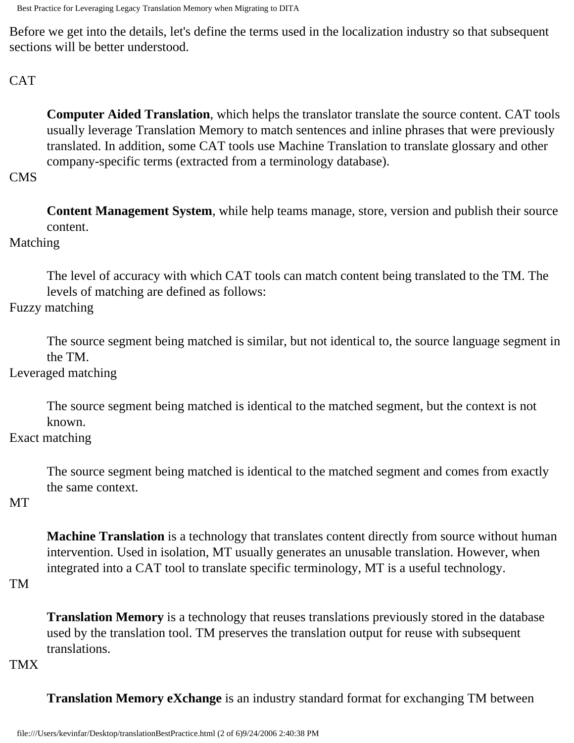Before we get into the details, let's define the terms used in the localization industry so that subsequent sections will be better understood.

CAT

: **Computer Aided Translation**, which helps the translator translate the source content. CAT tools usually leverage Translation Memory to match sentences and inline phrases that were previously translated. In addition, some CAT tools use Machine Translation to translate glossary and other company-specific terms (extracted from a terminology database).

CMS

: **Content Management System**, while help teams manage, store, version and publish their source content.

Matching

: The level of accuracy with which CAT tools can match content being translated to the TM. The levels of matching are defined as follows:

Fuzzy matching

: The source segment being matched is similar, but not identical to, the source language segment in the TM.

Leveraged matching

: The source segment being matched is identical to the matched segment, but the context is not known.

Exact matching

: The source segment being matched is identical to the matched segment and comes from exactly the same context.

MT

: **Machine Translation** is a technology that translates content directly from source without human intervention. Used in isolation, MT usually generates an unusable translation. However, when integrated into a CAT tool to translate specific terminology, MT is a useful technology.

TM

: **Translation Memory** is a technology that reuses translations previously stored in the database used by the translation tool. TM preserves the translation output for reuse with subsequent translations.

TMX

: **Translation Memory eXchange** is an industry standard format for exchanging TM between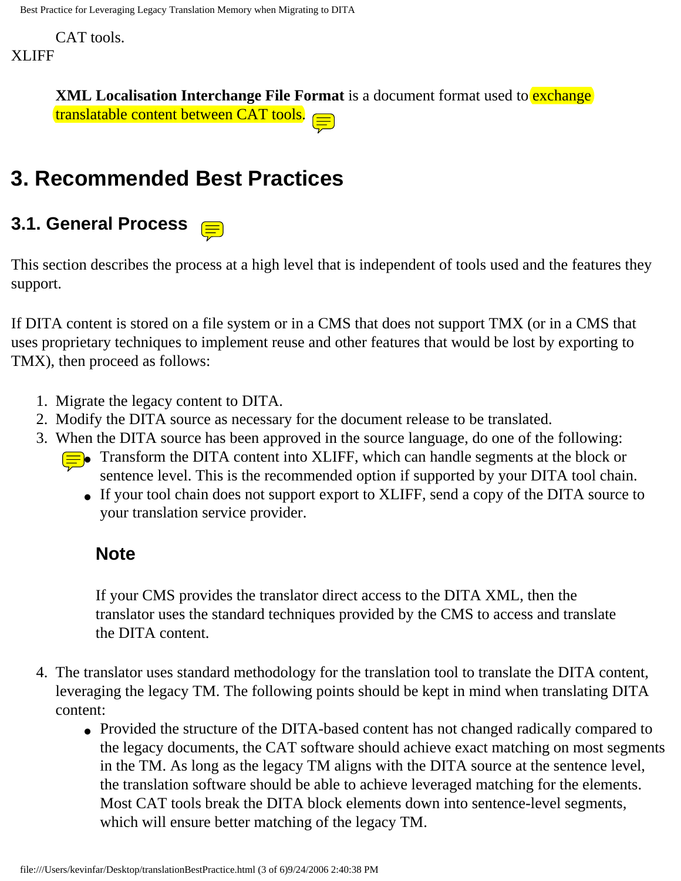CAT tools.

XLIFF

**XML Localisation Interchange File Format** is a document format used to exchange translatable content between CAT tools.

## 3. Recommended Best Practices

### 3.1. General Process

This section describes the process at a high level that is independent of tools used and the features they support.

If DITA content is stored on a file system or in a CMS that does not support TMX (or in a CMS that uses proprietary techniques to implement reuse and other features that would be lost by exporting to TMX), then proceed as follows:

1. Migrate the legacy content to DITA.
2. Modify the DITA source as necessary for the document release to be translated.
3. When the DITA source has been approved in the source language, do one of the following:
    - Transform the DITA content into XLIFF, which can handle segments at the block or sentence level. This is the recommended option if supported by your DITA tool chain.
    - If your tool chain does not support export to XLIFF, send a copy of the DITA source to your translation service provider.

    #### Note

    If your CMS provides the translator direct access to the DITA XML, then the translator uses the standard techniques provided by the CMS to access and translate the DITA content.

4. The translator uses standard methodology for the translation tool to translate the DITA content, leveraging the legacy TM. The following points should be kept in mind when translating DITA content:
    - Provided the structure of the DITA-based content has not changed radically compared to the legacy documents, the CAT software should achieve exact matching on most segments in the TM. As long as the legacy TM aligns with the DITA source at the sentence level, the translation software should be able to achieve leveraged matching for the elements. Most CAT tools break the DITA block elements down into sentence-level segments, which will ensure better matching of the legacy TM.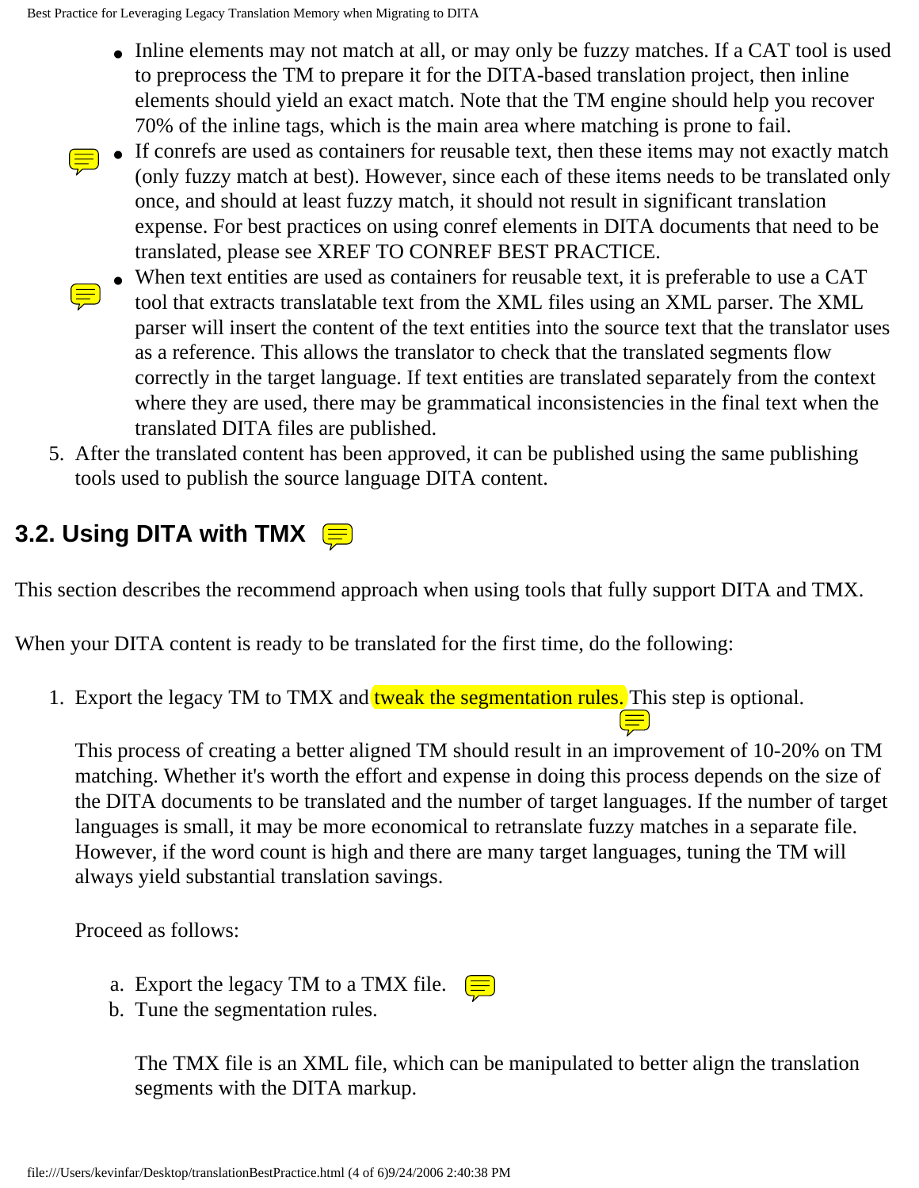- Inline elements may not match at all, or may only be fuzzy matches. If a CAT tool is used to preprocess the TM to prepare it for the DITA-based translation project, then inline elements should yield an exact match. Note that the TM engine should help you recover 70% of the inline tags, which is the main area where matching is prone to fail.
- If conrefs are used as containers for reusable text, then these items may not exactly match (only fuzzy match at best). However, since each of these items needs to be translated only once, and should at least fuzzy match, it should not result in significant translation expense. For best practices on using conref elements in DITA documents that need to be translated, please see XREF TO CONREF BEST PRACTICE.
- When text entities are used as containers for reusable text, it is preferable to use a CAT tool that extracts translatable text from the XML files using an XML parser. The XML parser will insert the content of the text entities into the source text that the translator uses as a reference. This allows the translator to check that the translated segments flow correctly in the target language. If text entities are translated separately from the context where they are used, there may be grammatical inconsistencies in the final text when the translated DITA files are published.

5. After the translated content has been approved, it can be published using the same publishing tools used to publish the source language DITA content.

## 3.2. Using DITA with TMX

This section describes the recommend approach when using tools that fully support DITA and TMX.

When your DITA content is ready to be translated for the first time, do the following:

1. Export the legacy TM to TMX and tweak the segmentation rules. This step is optional.

   This process of creating a better aligned TM should result in an improvement of 10-20% on TM matching. Whether it's worth the effort and expense in doing this process depends on the size of the DITA documents to be translated and the number of target languages. If the number of target languages is small, it may be more economical to retranslate fuzzy matches in a separate file. However, if the word count is high and there are many target languages, tuning the TM will always yield substantial translation savings.

   Proceed as follows:

   a. Export the legacy TM to a TMX file.
   b. Tune the segmentation rules.

      The TMX file is an XML file, which can be manipulated to better align the translation segments with the DITA markup.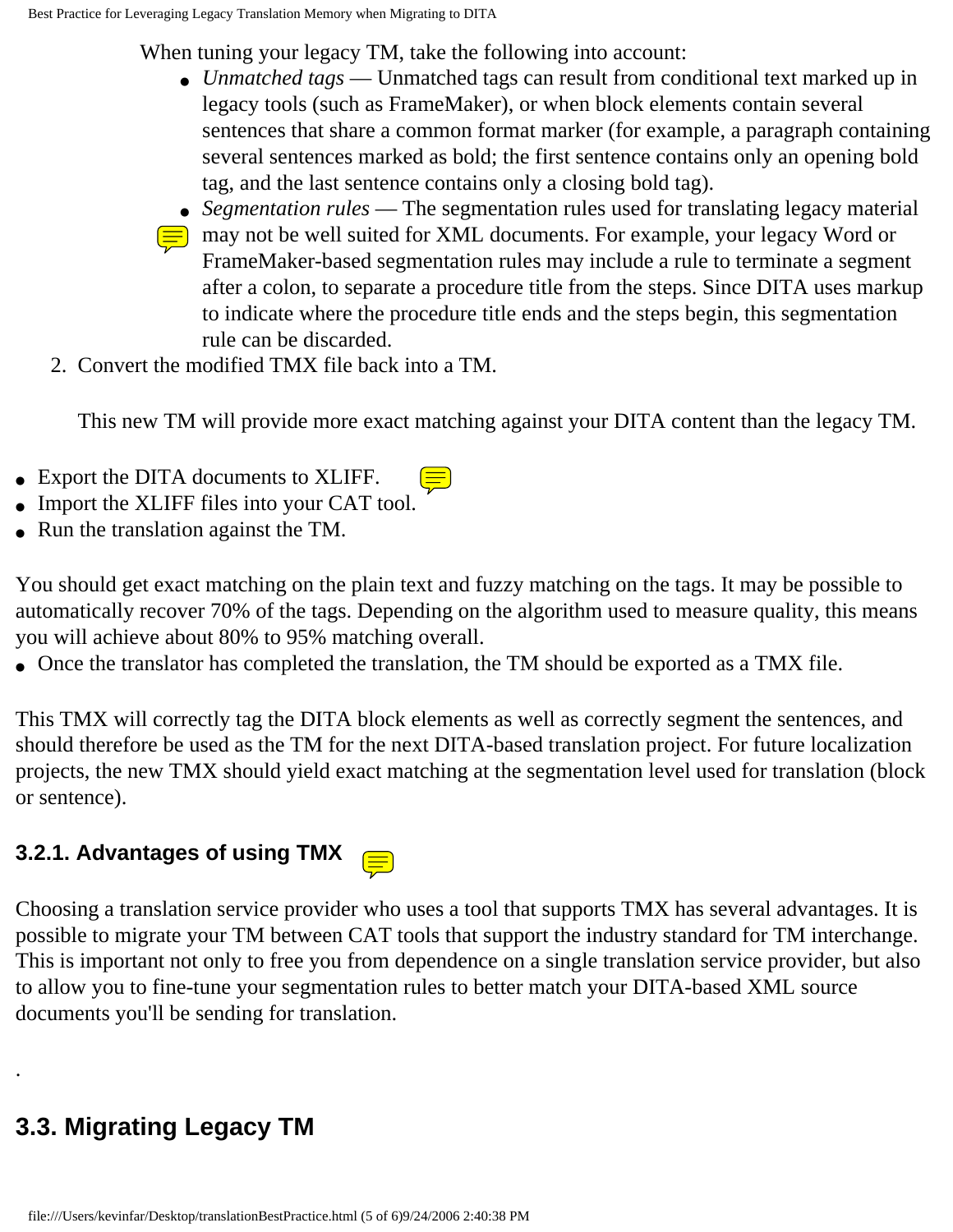When tuning your legacy TM, take the following into account:

- *Unmatched tags* — Unmatched tags can result from conditional text marked up in legacy tools (such as FrameMaker), or when block elements contain several sentences that share a common format marker (for example, a paragraph containing several sentences marked as bold; the first sentence contains only an opening bold tag, and the last sentence contains only a closing bold tag).
- *Segmentation rules* — The segmentation rules used for translating legacy material may not be well suited for XML documents. For example, your legacy Word or FrameMaker-based segmentation rules may include a rule to terminate a segment after a colon, to separate a procedure title from the steps. Since DITA uses markup to indicate where the procedure title ends and the steps begin, this segmentation rule can be discarded.

2. Convert the modified TMX file back into a TM.

   This new TM will provide more exact matching against your DITA content than the legacy TM.

- Export the DITA documents to XLIFF.
- Import the XLIFF files into your CAT tool.
- Run the translation against the TM.

You should get exact matching on the plain text and fuzzy matching on the tags. It may be possible to automatically recover 70% of the tags. Depending on the algorithm used to measure quality, this means you will achieve about 80% to 95% matching overall.

- Once the translator has completed the translation, the TM should be exported as a TMX file.

This TMX will correctly tag the DITA block elements as well as correctly segment the sentences, and should therefore be used as the TM for the next DITA-based translation project. For future localization projects, the new TMX should yield exact matching at the segmentation level used for translation (block or sentence).

### 3.2.1. Advantages of using TMX

Choosing a translation service provider who uses a tool that supports TMX has several advantages. It is possible to migrate your TM between CAT tools that support the industry standard for TM interchange. This is important not only to free you from dependence on a single translation service provider, but also to allow you to fine-tune your segmentation rules to better match your DITA-based XML source documents you'll be sending for translation.

.

## 3.3. Migrating Legacy TM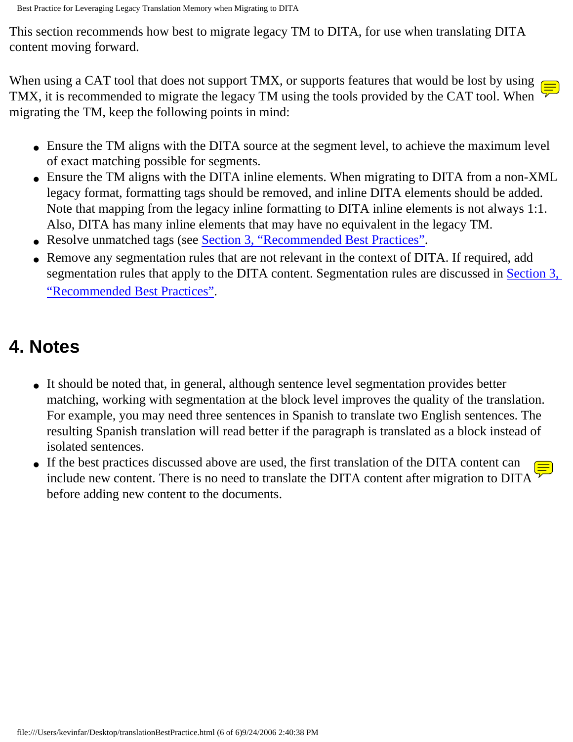This section recommends how best to migrate legacy TM to DITA, for use when translating DITA content moving forward.

When using a CAT tool that does not support TMX, or supports features that would be lost by using TMX, it is recommended to migrate the legacy TM using the tools provided by the CAT tool. When migrating the TM, keep the following points in mind:

- Ensure the TM aligns with the DITA source at the segment level, to achieve the maximum level of exact matching possible for segments.
- Ensure the TM aligns with the DITA inline elements. When migrating to DITA from a non-XML legacy format, formatting tags should be removed, and inline DITA elements should be added. Note that mapping from the legacy inline formatting to DITA inline elements is not always 1:1. Also, DITA has many inline elements that may have no equivalent in the legacy TM.
- Resolve unmatched tags (see Section 3, "Recommended Best Practices".
- Remove any segmentation rules that are not relevant in the context of DITA. If required, add segmentation rules that apply to the DITA content. Segmentation rules are discussed in Section 3, "Recommended Best Practices".

## 4. Notes

- It should be noted that, in general, although sentence level segmentation provides better matching, working with segmentation at the block level improves the quality of the translation. For example, you may need three sentences in Spanish to translate two English sentences. The resulting Spanish translation will read better if the paragraph is translated as a block instead of isolated sentences.
- If the best practices discussed above are used, the first translation of the DITA content can include new content. There is no need to translate the DITA content after migration to DITA before adding new content to the documents.